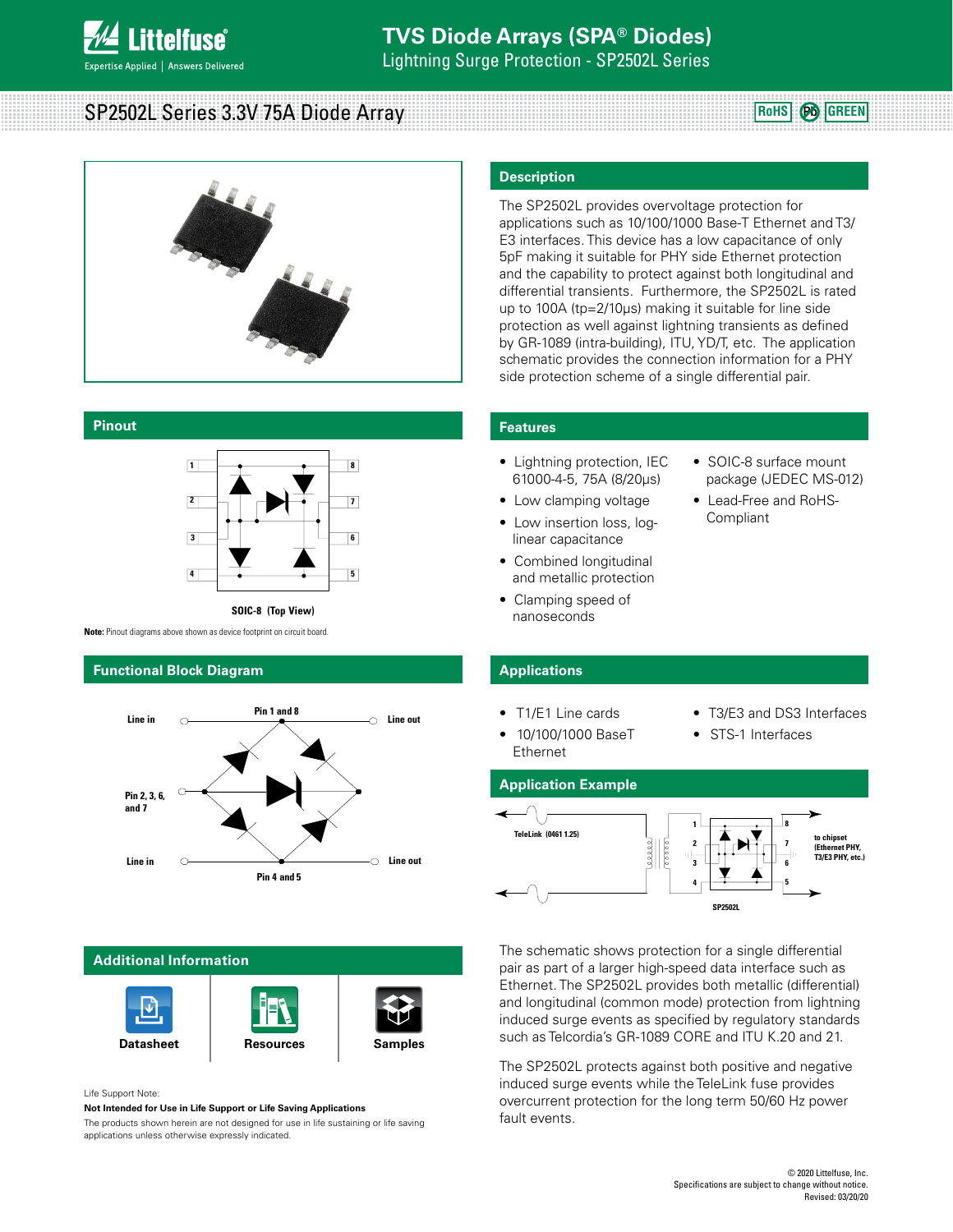# TVS Diode Arrays (SPA® Diodes)

Lightning Surge Protection - SP2502L Series

## SP2502L Series 3.3V 75A Diode Array

RoHS Pb GREEN

## Description

The SP2502L provides overvoltage protection for applications such as 10/100/1000 Base-T Ethernet and T3/E3 interfaces. This device has a low capacitance of only 5pF making it suitable for PHY side Ethernet protection and the capability to protect against both longitudinal and differential transients. Furthermore, the SP2502L is rated up to 100A (tp=2/10μs) making it suitable for line side protection as well against lightning transients as defined by GR-1089 (intra-building), ITU, YD/T, etc. The application schematic provides the connection information for a PHY side protection scheme of a single differential pair.

## Pinout

SOIC-8 (Top View)

**Note:** Pinout diagrams above shown as device footprint on circuit board.

## Features

- Lightning protection, IEC 61000-4-5, 75A (8/20μs)
- Low clamping voltage
- Low insertion loss, log-linear capacitance
- Combined longitudinal and metallic protection
- Clamping speed of nanoseconds
- SOIC-8 surface mount package (JEDEC MS-012)
- Lead-Free and RoHS-Compliant

## Functional Block Diagram

Line in — Pin 1 and 8 — Line out

Pin 2, 3, 6, and 7

Line in — Pin 4 and 5 — Line out

## Applications

- T1/E1 Line cards
- 10/100/1000 BaseT Ethernet
- T3/E3 and DS3 Interfaces
- STS-1 Interfaces

## Application Example

TeleLink (0461 1.25) — SP2502L — to chipset (Ethernet PHY, T3/E3 PHY, etc.)

The schematic shows protection for a single differential pair as part of a larger high-speed data interface such as Ethernet. The SP2502L provides both metallic (differential) and longitudinal (common mode) protection from lightning induced surge events as specified by regulatory standards such as Telcordia's GR-1089 CORE and ITU K.20 and 21.

The SP2502L protects against both positive and negative induced surge events while the TeleLink fuse provides overcurrent protection for the long term 50/60 Hz power fault events.

## Additional Information

Datasheet | Resources | Samples

Life Support Note:

**Not Intended for Use in Life Support or Life Saving Applications**

The products shown herein are not designed for use in life sustaining or life saving applications unless otherwise expressly indicated.

© 2020 Littelfuse, Inc.
Specifications are subject to change without notice.
Revised: 03/20/20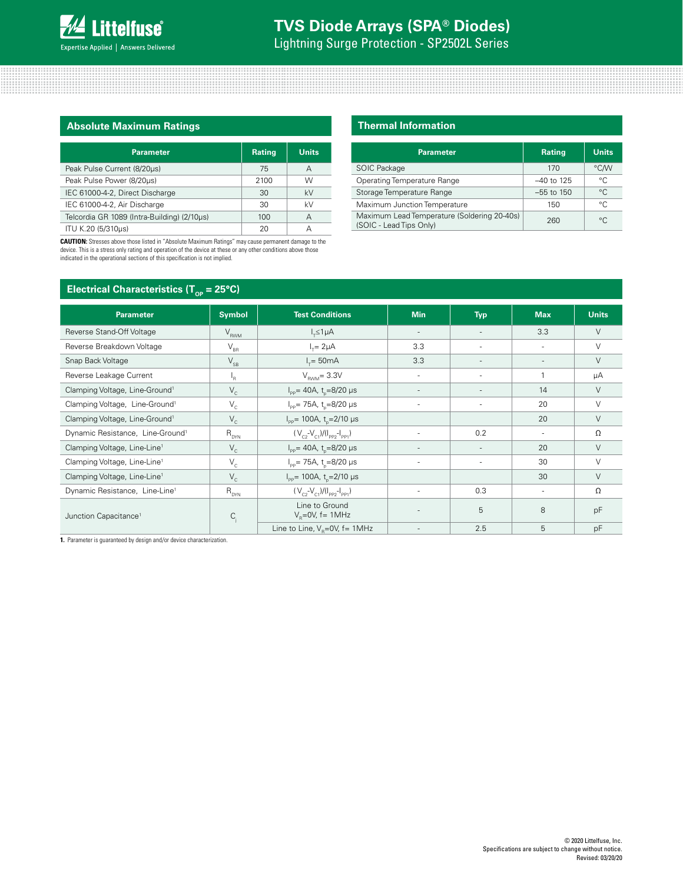## Absolute Maximum Ratings

| Parameter | Rating | Units |
|---|---|---|
| Peak Pulse Current (8/20μs) | 75 | A |
| Peak Pulse Power (8/20μs) | 2100 | W |
| IEC 61000-4-2, Direct Discharge | 30 | kV |
| IEC 61000-4-2, Air Discharge | 30 | kV |
| Telcordia GR 1089 (Intra-Building) (2/10μs) | 100 | A |
| ITU K.20 (5/310μs) | 20 | A |

**CAUTION:** Stresses above those listed in "Absolute Maximum Ratings" may cause permanent damage to the device. This is a stress only rating and operation of the device at these or any other conditions above those indicated in the operational sections of this specification is not implied.

## Thermal Information

| Parameter | Rating | Units |
|---|---|---|
| SOIC Package | 170 | °C/W |
| Operating Temperature Range | –40 to 125 | °C |
| Storage Temperature Range | –55 to 150 | °C |
| Maximum Junction Temperature | 150 | °C |
| Maximum Lead Temperature (Soldering 20-40s) (SOIC - Lead Tips Only) | 260 | °C |

## Electrical Characteristics ($T_{OP}$ = 25°C)

| Parameter | Symbol | Test Conditions | Min | Typ | Max | Units |
|---|---|---|---|---|---|---|
| Reverse Stand-Off Voltage | $V_{RWM}$ | $I_T \leq 1\mu A$ | - | - | 3.3 | V |
| Reverse Breakdown Voltage | $V_{BR}$ | $I_T$= 2μA | 3.3 | - | - | V |
| Snap Back Voltage | $V_{SB}$ | $I_T$= 50mA | 3.3 | - | - | V |
| Reverse Leakage Current | $I_R$ | $V_{RWM}$= 3.3V | - | - | 1 | μA |
| Clamping Voltage, Line-Ground[1] | $V_C$ | $I_{PP}$= 40A, $t_p$=8/20 μs | - | - | 14 | V |
| Clamping Voltage, Line-Ground[1] | $V_C$ | $I_{PP}$= 75A, $t_p$=8/20 μs | - | - | 20 | V |
| Clamping Voltage, Line-Ground[1] | $V_C$ | $I_{PP}$= 100A, $t_p$=2/10 μs | | | 20 | V |
| Dynamic Resistance, Line-Ground[1] | $R_{DYN}$ | $(V_{C2}-V_{C1})/(I_{PP2}-I_{PP1})$ | - | 0.2 | - | Ω |
| Clamping Voltage, Line-Line[1] | $V_C$ | $I_{PP}$= 40A, $t_p$=8/20 μs | - | - | 20 | V |
| Clamping Voltage, Line-Line[1] | $V_C$ | $I_{PP}$= 75A, $t_p$=8/20 μs | - | - | 30 | V |
| Clamping Voltage, Line-Line[1] | $V_C$ | $I_{PP}$= 100A, $t_p$=2/10 μs | | | 30 | V |
| Dynamic Resistance, Line-Line[1] | $R_{DYN}$ | $(V_{C2}-V_{C1})/(I_{PP2}-I_{PP1})$ | - | 0.3 | - | Ω |
| Junction Capacitance[1] | $C_J$ | Line to Ground $V_R$=0V, f= 1MHz | - | 5 | 8 | pF |
| | | Line to Line, $V_R$=0V, f= 1MHz | - | 2.5 | 5 | pF |

**1.** Parameter is guaranteed by design and/or device characterization.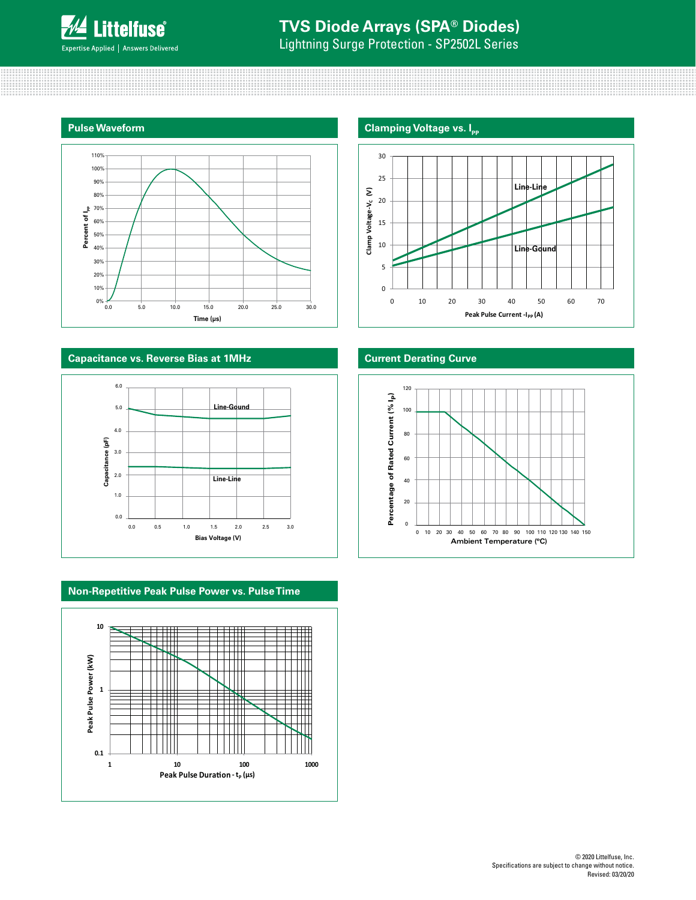## Pulse Waveform

Percent of $I_{PP}$

110%
100%
90%
80%
70%
60%
50%
40%
30%
20%
10%
0%

0.0 5.0 10.0 15.0 20.0 25.0 30.0

Time (μs)

## Clamping Voltage vs. $I_{PP}$

Clamp Voltage-$V_C$ (V)

30
25
20
15
10
5
0

0 10 20 30 40 50 60 70

Peak Pulse Current -$I_{PP}$ (A)

Line-Line

Line-Gound

## Capacitance vs. Reverse Bias at 1MHz

Capacitance (pF)

6.0
5.0
4.0
3.0
2.0
1.0
0.0

0.0 0.5 1.0 1.5 2.0 2.5 3.0

Bias Voltage (V)

Line-Gound

Line-Line

## Current Derating Curve

Percentage of Rated Current (% $I_P$)

120
100
80
60
40
20
0

0 10 20 30 40 50 60 70 80 90 100 110 120 130 140 150

Ambient Temperature (ºC)

## Non-Repetitive Peak Pulse Power vs. Pulse Time

Peak Pulse Power (kW)

10
1
0.1

1 10 100 1000

Peak Pulse Duration - $t_P$ (μs)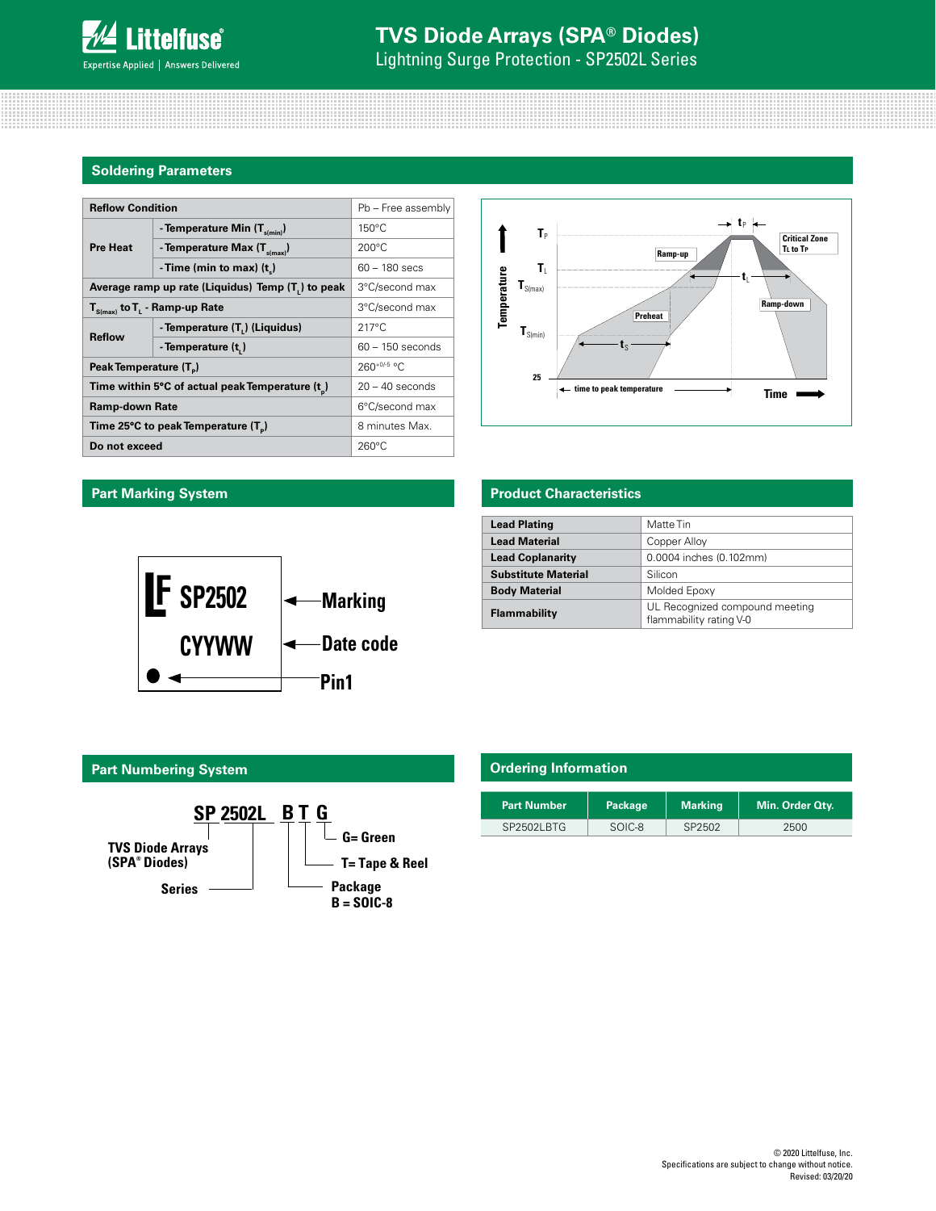## Soldering Parameters

| Reflow Condition | | Pb – Free assembly |
|---|---|---|
| Pre Heat | - Temperature Min ($T_{s(min)}$) | 150°C |
| | - Temperature Max ($T_{s(max)}$) | 200°C |
| | - Time (min to max) ($t_s$) | 60 – 180 secs |
| Average ramp up rate (Liquidus) Temp ($T_L$) to peak | | 3°C/second max |
| $T_{S(max)}$ to $T_L$ - Ramp-up Rate | | 3°C/second max |
| Reflow | - Temperature ($T_L$) (Liquidus) | 217°C |
| | - Temperature ($t_L$) | 60 – 150 seconds |
| Peak Temperature ($T_P$) | | $260^{+0/-5}$ °C |
| Time within 5°C of actual peak Temperature ($t_p$) | | 20 – 40 seconds |
| Ramp-down Rate | | 6°C/second max |
| Time 25°C to peak Temperature ($T_P$) | | 8 minutes Max. |
| Do not exceed | | 260°C |

## Part Marking System

LF SP2502 — Marking
CYYWW — Date code
● — Pin1

## Product Characteristics

| | |
|---|---|
| **Lead Plating** | Matte Tin |
| **Lead Material** | Copper Alloy |
| **Lead Coplanarity** | 0.0004 inches (0.102mm) |
| **Substitute Material** | Silicon |
| **Body Material** | Molded Epoxy |
| **Flammability** | UL Recognized compound meeting flammability rating V-0 |

## Part Numbering System

**SP 2502L B T G**

- SP: TVS Diode Arrays (SPA® Diodes)
- 2502L: Series
- B: Package, B = SOIC-8
- T: T= Tape & Reel
- G: G= Green

## Ordering Information

| Part Number | Package | Marking | Min. Order Qty. |
|---|---|---|---|
| SP2502LBTG | SOIC-8 | SP2502 | 2500 |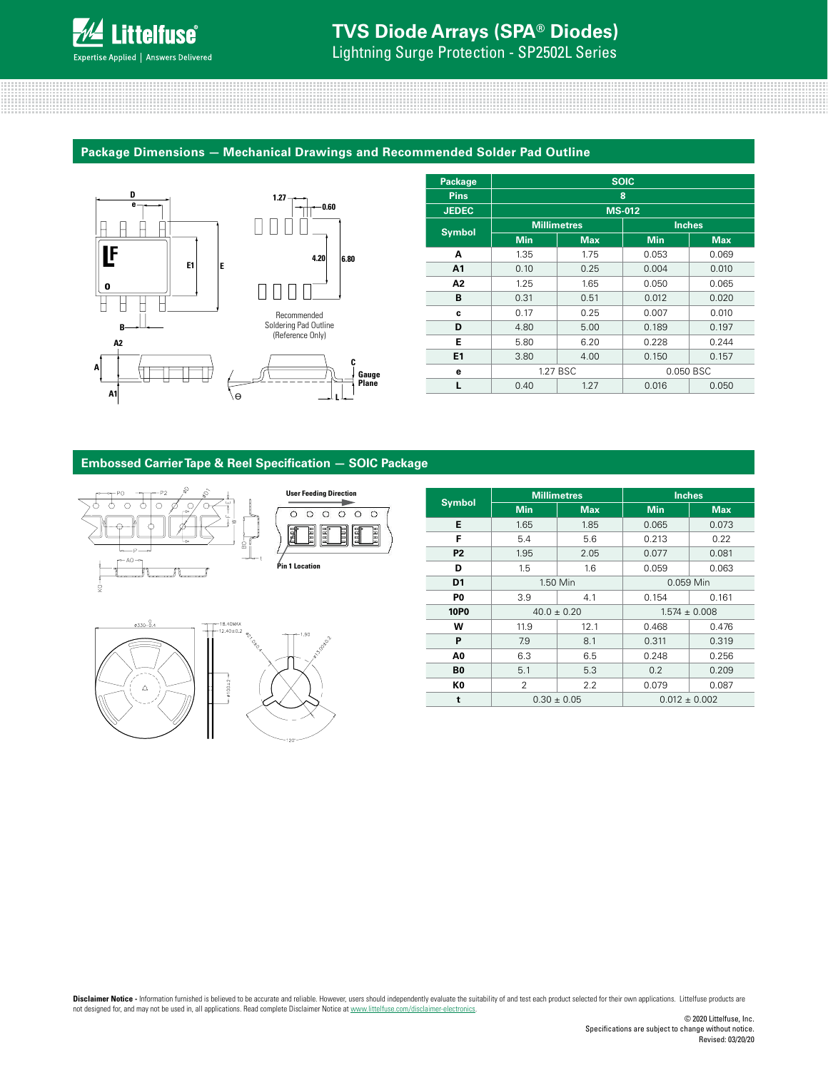## Package Dimensions — Mechanical Drawings and Recommended Solder Pad Outline

D
e
E1
E
B
A2
A
A1
1.27
0.60
4.20
6.80
Recommended Soldering Pad Outline (Reference Only)
C
Gauge Plane
Θ
L

| Package | SOIC | | | |
|---|---|---|---|---|
| Pins | 8 | | | |
| JEDEC | MS-012 | | | |
| Symbol | Millimetres | | Inches | |
| | Min | Max | Min | Max |
| A | 1.35 | 1.75 | 0.053 | 0.069 |
| A1 | 0.10 | 0.25 | 0.004 | 0.010 |
| A2 | 1.25 | 1.65 | 0.050 | 0.065 |
| B | 0.31 | 0.51 | 0.012 | 0.020 |
| c | 0.17 | 0.25 | 0.007 | 0.010 |
| D | 4.80 | 5.00 | 0.189 | 0.197 |
| E | 5.80 | 6.20 | 0.228 | 0.244 |
| E1 | 3.80 | 4.00 | 0.150 | 0.157 |
| e | 1.27 BSC | | 0.050 BSC | |
| L | 0.40 | 1.27 | 0.016 | 0.050 |

## Embossed Carrier Tape & Reel Specification — SOIC Package

User Feeding Direction
Pin 1 Location

| Symbol | Millimetres | | Inches | |
|---|---|---|---|---|
| | Min | Max | Min | Max |
| E | 1.65 | 1.85 | 0.065 | 0.073 |
| F | 5.4 | 5.6 | 0.213 | 0.22 |
| P2 | 1.95 | 2.05 | 0.077 | 0.081 |
| D | 1.5 | 1.6 | 0.059 | 0.063 |
| D1 | 1.50 Min | | 0.059 Min | |
| P0 | 3.9 | 4.1 | 0.154 | 0.161 |
| 10P0 | 40.0 ± 0.20 | | 1.574 ± 0.008 | |
| W | 11.9 | 12.1 | 0.468 | 0.476 |
| P | 7.9 | 8.1 | 0.311 | 0.319 |
| A0 | 6.3 | 6.5 | 0.248 | 0.256 |
| B0 | 5.1 | 5.3 | 0.2 | 0.209 |
| K0 | 2 | 2.2 | 0.079 | 0.087 |
| t | 0.30 ± 0.05 | | 0.012 ± 0.002 | |

**Disclaimer Notice** - Information furnished is believed to be accurate and reliable. However, users should independently evaluate the suitability of and test each product selected for their own applications. Littelfuse products are not designed for, and may not be used in, all applications. Read complete Disclaimer Notice at www.littelfuse.com/disclaimer-electronics.

© 2020 Littelfuse, Inc.
Specifications are subject to change without notice.
Revised: 03/20/20